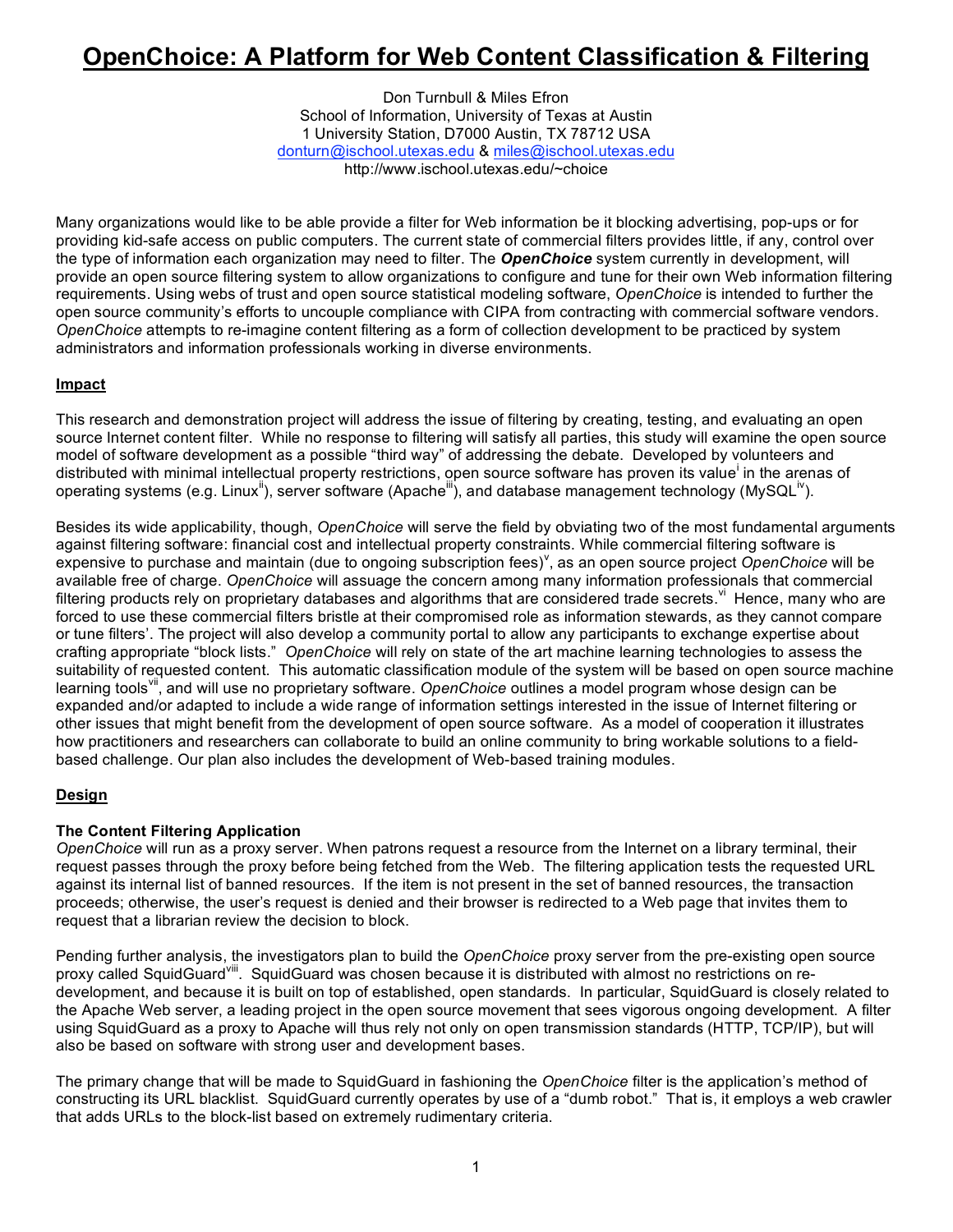# OpenChoice: A Platform for Web Content Classification & Filtering

Don Turnbull & Miles Efron
School of Information, University of Texas at Austin
1 University Station, D7000 Austin, TX 78712 USA
donturn@ischool.utexas.edu & miles@ischool.utexas.edu
http://www.ischool.utexas.edu/~choice

Many organizations would like to be able provide a filter for Web information be it blocking advertising, pop-ups or for providing kid-safe access on public computers. The current state of commercial filters provides little, if any, control over the type of information each organization may need to filter. The ***OpenChoice*** system currently in development, will provide an open source filtering system to allow organizations to configure and tune for their own Web information filtering requirements. Using webs of trust and open source statistical modeling software, *OpenChoice* is intended to further the open source community's efforts to uncouple compliance with CIPA from contracting with commercial software vendors. *OpenChoice* attempts to re-imagine content filtering as a form of collection development to be practiced by system administrators and information professionals working in diverse environments.

## Impact

This research and demonstration project will address the issue of filtering by creating, testing, and evaluating an open source Internet content filter. While no response to filtering will satisfy all parties, this study will examine the open source model of software development as a possible "third way" of addressing the debate. Developed by volunteers and distributed with minimal intellectual property restrictions, open source software has proven its value[i] in the arenas of operating systems (e.g. Linux[ii]), server software (Apache[iii]), and database management technology (MySQL[iv]).

Besides its wide applicability, though, *OpenChoice* will serve the field by obviating two of the most fundamental arguments against filtering software: financial cost and intellectual property constraints. While commercial filtering software is expensive to purchase and maintain (due to ongoing subscription fees)[v], as an open source project *OpenChoice* will be available free of charge. *OpenChoice* will assuage the concern among many information professionals that commercial filtering products rely on proprietary databases and algorithms that are considered trade secrets.[vi] Hence, many who are forced to use these commercial filters bristle at their compromised role as information stewards, as they cannot compare or tune filters'. The project will also develop a community portal to allow any participants to exchange expertise about crafting appropriate "block lists." *OpenChoice* will rely on state of the art machine learning technologies to assess the suitability of requested content. This automatic classification module of the system will be based on open source machine learning tools[vii], and will use no proprietary software. *OpenChoice* outlines a model program whose design can be expanded and/or adapted to include a wide range of information settings interested in the issue of Internet filtering or other issues that might benefit from the development of open source software. As a model of cooperation it illustrates how practitioners and researchers can collaborate to build an online community to bring workable solutions to a field-based challenge. Our plan also includes the development of Web-based training modules.

## Design

### The Content Filtering Application

*OpenChoice* will run as a proxy server. When patrons request a resource from the Internet on a library terminal, their request passes through the proxy before being fetched from the Web. The filtering application tests the requested URL against its internal list of banned resources. If the item is not present in the set of banned resources, the transaction proceeds; otherwise, the user's request is denied and their browser is redirected to a Web page that invites them to request that a librarian review the decision to block.

Pending further analysis, the investigators plan to build the *OpenChoice* proxy server from the pre-existing open source proxy called SquidGuard[viii]. SquidGuard was chosen because it is distributed with almost no restrictions on re-development, and because it is built on top of established, open standards. In particular, SquidGuard is closely related to the Apache Web server, a leading project in the open source movement that sees vigorous ongoing development. A filter using SquidGuard as a proxy to Apache will thus rely not only on open transmission standards (HTTP, TCP/IP), but will also be based on software with strong user and development bases.

The primary change that will be made to SquidGuard in fashioning the *OpenChoice* filter is the application's method of constructing its URL blacklist. SquidGuard currently operates by use of a "dumb robot." That is, it employs a web crawler that adds URLs to the block-list based on extremely rudimentary criteria.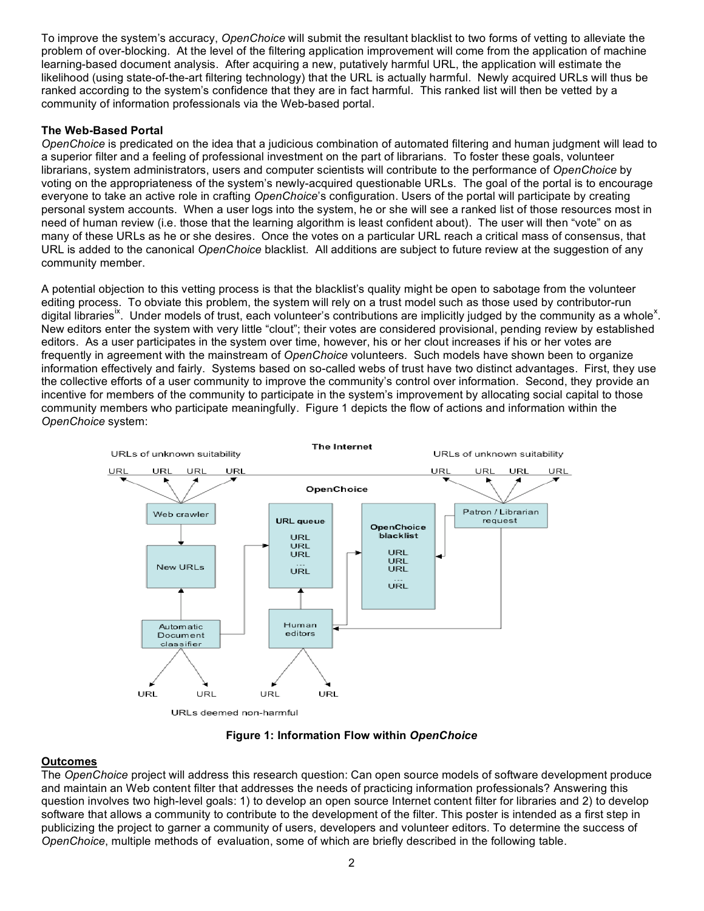To improve the system's accuracy, *OpenChoice* will submit the resultant blacklist to two forms of vetting to alleviate the problem of over-blocking. At the level of the filtering application improvement will come from the application of machine learning-based document analysis. After acquiring a new, putatively harmful URL, the application will estimate the likelihood (using state-of-the-art filtering technology) that the URL is actually harmful. Newly acquired URLs will thus be ranked according to the system's confidence that they are in fact harmful. This ranked list will then be vetted by a community of information professionals via the Web-based portal.

**The Web-Based Portal**

*OpenChoice* is predicated on the idea that a judicious combination of automated filtering and human judgment will lead to a superior filter and a feeling of professional investment on the part of librarians. To foster these goals, volunteer librarians, system administrators, users and computer scientists will contribute to the performance of *OpenChoice* by voting on the appropriateness of the system's newly-acquired questionable URLs. The goal of the portal is to encourage everyone to take an active role in crafting *OpenChoice*'s configuration. Users of the portal will participate by creating personal system accounts. When a user logs into the system, he or she will see a ranked list of those resources most in need of human review (i.e. those that the learning algorithm is least confident about). The user will then "vote" on as many of these URLs as he or she desires. Once the votes on a particular URL reach a critical mass of consensus, that URL is added to the canonical *OpenChoice* blacklist. All additions are subject to future review at the suggestion of any community member.

A potential objection to this vetting process is that the blacklist's quality might be open to sabotage from the volunteer editing process. To obviate this problem, the system will rely on a trust model such as those used by contributor-run digital libraries[ix]. Under models of trust, each volunteer's contributions are implicitly judged by the community as a whole[x]. New editors enter the system with very little "clout"; their votes are considered provisional, pending review by established editors. As a user participates in the system over time, however, his or her clout increases if his or her votes are frequently in agreement with the mainstream of *OpenChoice* volunteers. Such models have shown been to organize information effectively and fairly. Systems based on so-called webs of trust have two distinct advantages. First, they use the collective efforts of a user community to improve the community's control over information. Second, they provide an incentive for members of the community to participate in the system's improvement by allocating social capital to those community members who participate meaningfully. Figure 1 depicts the flow of actions and information within the *OpenChoice* system:

**Figure 1: Information Flow within *OpenChoice***

**Outcomes**

The *OpenChoice* project will address this research question: Can open source models of software development produce and maintain an Web content filter that addresses the needs of practicing information professionals? Answering this question involves two high-level goals: 1) to develop an open source Internet content filter for libraries and 2) to develop software that allows a community to contribute to the development of the filter. This poster is intended as a first step in publicizing the project to garner a community of users, developers and volunteer editors. To determine the success of *OpenChoice*, multiple methods of evaluation, some of which are briefly described in the following table.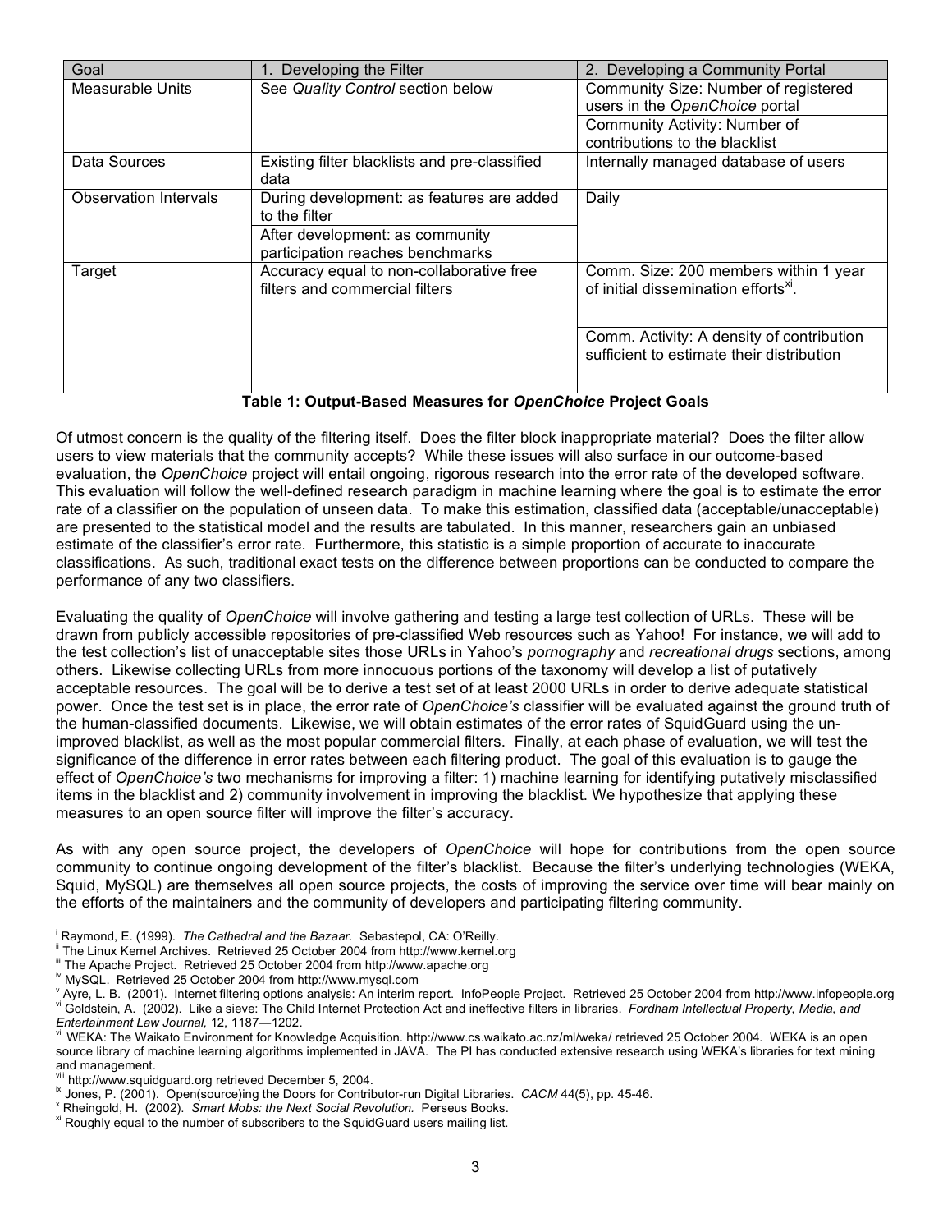| Goal | 1. Developing the Filter | 2. Developing a Community Portal |
| --- | --- | --- |
| Measurable Units | See *Quality Control* section below | Community Size: Number of registered users in the *OpenChoice* portal |
| | | Community Activity: Number of contributions to the blacklist |
| Data Sources | Existing filter blacklists and pre-classified data | Internally managed database of users |
| Observation Intervals | During development: as features are added to the filter | Daily |
| | After development: as community participation reaches benchmarks | |
| Target | Accuracy equal to non-collaborative free filters and commercial filters | Comm. Size: 200 members within 1 year of initial dissemination efforts[xi]. |
| | | Comm. Activity: A density of contribution sufficient to estimate their distribution |

**Table 1: Output-Based Measures for *OpenChoice* Project Goals**

Of utmost concern is the quality of the filtering itself. Does the filter block inappropriate material? Does the filter allow users to view materials that the community accepts? While these issues will also surface in our outcome-based evaluation, the *OpenChoice* project will entail ongoing, rigorous research into the error rate of the developed software. This evaluation will follow the well-defined research paradigm in machine learning where the goal is to estimate the error rate of a classifier on the population of unseen data. To make this estimation, classified data (acceptable/unacceptable) are presented to the statistical model and the results are tabulated. In this manner, researchers gain an unbiased estimate of the classifier's error rate. Furthermore, this statistic is a simple proportion of accurate to inaccurate classifications. As such, traditional exact tests on the difference between proportions can be conducted to compare the performance of any two classifiers.

Evaluating the quality of *OpenChoice* will involve gathering and testing a large test collection of URLs. These will be drawn from publicly accessible repositories of pre-classified Web resources such as Yahoo! For instance, we will add to the test collection's list of unacceptable sites those URLs in Yahoo's *pornography* and *recreational drugs* sections, among others. Likewise collecting URLs from more innocuous portions of the taxonomy will develop a list of putatively acceptable resources. The goal will be to derive a test set of at least 2000 URLs in order to derive adequate statistical power. Once the test set is in place, the error rate of *OpenChoice's* classifier will be evaluated against the ground truth of the human-classified documents. Likewise, we will obtain estimates of the error rates of SquidGuard using the un-improved blacklist, as well as the most popular commercial filters. Finally, at each phase of evaluation, we will test the significance of the difference in error rates between each filtering product. The goal of this evaluation is to gauge the effect of *OpenChoice's* two mechanisms for improving a filter: 1) machine learning for identifying putatively misclassified items in the blacklist and 2) community involvement in improving the blacklist. We hypothesize that applying these measures to an open source filter will improve the filter's accuracy.

As with any open source project, the developers of *OpenChoice* will hope for contributions from the open source community to continue ongoing development of the filter's blacklist. Because the filter's underlying technologies (WEKA, Squid, MySQL) are themselves all open source projects, the costs of improving the service over time will bear mainly on the efforts of the maintainers and the community of developers and participating filtering community.

---

[i] Raymond, E. (1999). *The Cathedral and the Bazaar.* Sebastepol, CA: O'Reilly.
[ii] The Linux Kernel Archives. Retrieved 25 October 2004 from http://www.kernel.org
[iii] The Apache Project. Retrieved 25 October 2004 from http://www.apache.org
[iv] MySQL. Retrieved 25 October 2004 from http://www.mysql.com
[v] Ayre, L. B. (2001). Internet filtering options analysis: An interim report. InfoPeople Project. Retrieved 25 October 2004 from http://www.infopeople.org
[vi] Goldstein, A. (2002). Like a sieve: The Child Internet Protection Act and ineffective filters in libraries. *Fordham Intellectual Property, Media, and Entertainment Law Journal,* 12, 1187—1202.
[vii] WEKA: The Waikato Environment for Knowledge Acquisition. http://www.cs.waikato.ac.nz/ml/weka/ retrieved 25 October 2004. WEKA is an open source library of machine learning algorithms implemented in JAVA. The PI has conducted extensive research using WEKA's libraries for text mining and management.
[viii] http://www.squidguard.org retrieved December 5, 2004.
[ix] Jones, P. (2001). Open(source)ing the Doors for Contributor-run Digital Libraries. *CACM* 44(5), pp. 45-46.
[x] Rheingold, H. (2002). *Smart Mobs: the Next Social Revolution.* Perseus Books.
[xi] Roughly equal to the number of subscribers to the SquidGuard users mailing list.